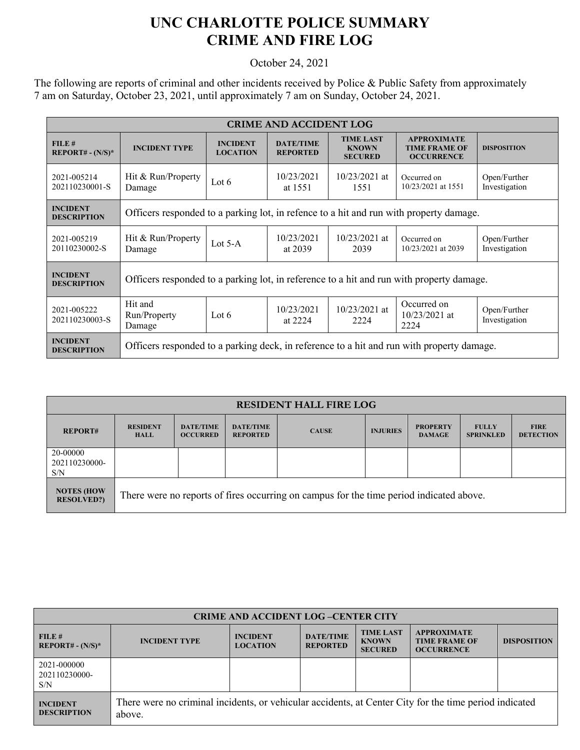# UNC CHARLOTTE POLICE SUMMARY
# CRIME AND FIRE LOG

October 24, 2021

The following are reports of criminal and other incidents received by Police & Public Safety from approximately 7 am on Saturday, October 23, 2021, until approximately 7 am on Sunday, October 24, 2021.

| CRIME AND ACCIDENT LOG | | | | | | |
|---|---|---|---|---|---|---|
| **FILE # REPORT# - (N/S)*** | **INCIDENT TYPE** | **INCIDENT LOCATION** | **DATE/TIME REPORTED** | **TIME LAST KNOWN SECURED** | **APPROXIMATE TIME FRAME OF OCCURRENCE** | **DISPOSITION** |
| 2021-005214 202110230001-S | Hit & Run/Property Damage | Lot 6 | 10/23/2021 at 1551 | 10/23/2021 at 1551 | Occurred on 10/23/2021 at 1551 | Open/Further Investigation |
| **INCIDENT DESCRIPTION** | Officers responded to a parking lot, in refence to a hit and run with property damage. | | | | | |
| 2021-005219 20110230002-S | Hit & Run/Property Damage | Lot 5-A | 10/23/2021 at 2039 | 10/23/2021 at 2039 | Occurred on 10/23/2021 at 2039 | Open/Further Investigation |
| **INCIDENT DESCRIPTION** | Officers responded to a parking lot, in reference to a hit and run with property damage. | | | | | |
| 2021-005222 202110230003-S | Hit and Run/Property Damage | Lot 6 | 10/23/2021 at 2224 | 10/23/2021 at 2224 | Occurred on 10/23/2021 at 2224 | Open/Further Investigation |
| **INCIDENT DESCRIPTION** | Officers responded to a parking deck, in reference to a hit and run with property damage. | | | | | |

| RESIDENT HALL FIRE LOG | | | | | | | | |
|---|---|---|---|---|---|---|---|---|
| **REPORT#** | **RESIDENT HALL** | **DATE/TIME OCCURRED** | **DATE/TIME REPORTED** | **CAUSE** | **INJURIES** | **PROPERTY DAMAGE** | **FULLY SPRINKLED** | **FIRE DETECTION** |
| 20-00000 202110230000-S/N | | | | | | | | |
| **NOTES (HOW RESOLVED?)** | There were no reports of fires occurring on campus for the time period indicated above. | | | | | | | |

| CRIME AND ACCIDENT LOG –CENTER CITY | | | | | | |
|---|---|---|---|---|---|---|
| **FILE # REPORT# - (N/S)*** | **INCIDENT TYPE** | **INCIDENT LOCATION** | **DATE/TIME REPORTED** | **TIME LAST KNOWN SECURED** | **APPROXIMATE TIME FRAME OF OCCURRENCE** | **DISPOSITION** |
| 2021-000000 202110230000-S/N | | | | | | |
| **INCIDENT DESCRIPTION** | There were no criminal incidents, or vehicular accidents, at Center City for the time period indicated above. | | | | | |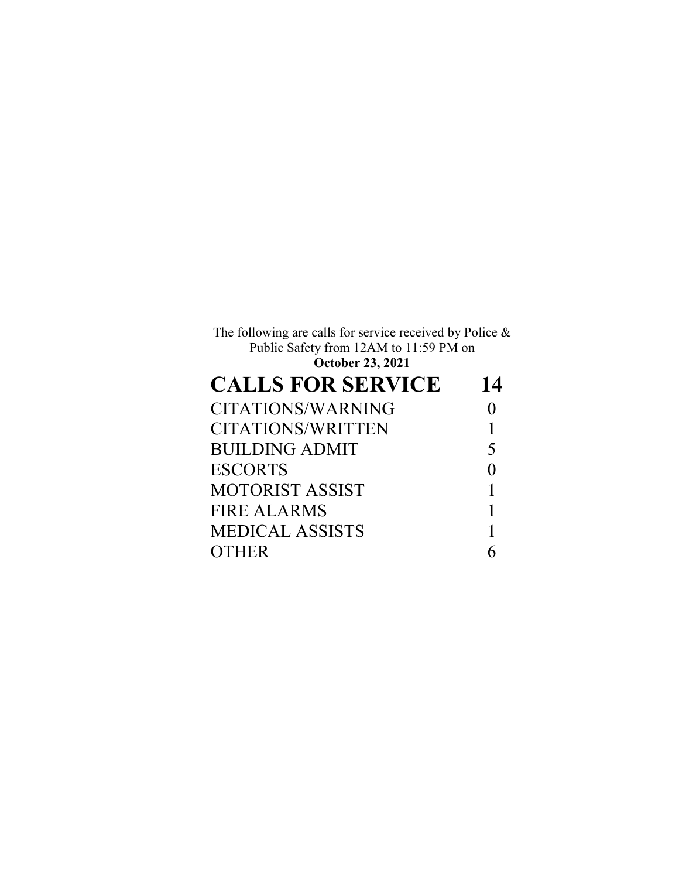The following are calls for service received by Police & Public Safety from 12AM to 11:59 PM on

**October 23, 2021**

| | |
|---|---|
| **CALLS FOR SERVICE** | **14** |
| CITATIONS/WARNING | 0 |
| CITATIONS/WRITTEN | 1 |
| BUILDING ADMIT | 5 |
| ESCORTS | 0 |
| MOTORIST ASSIST | 1 |
| FIRE ALARMS | 1 |
| MEDICAL ASSISTS | 1 |
| OTHER | 6 |